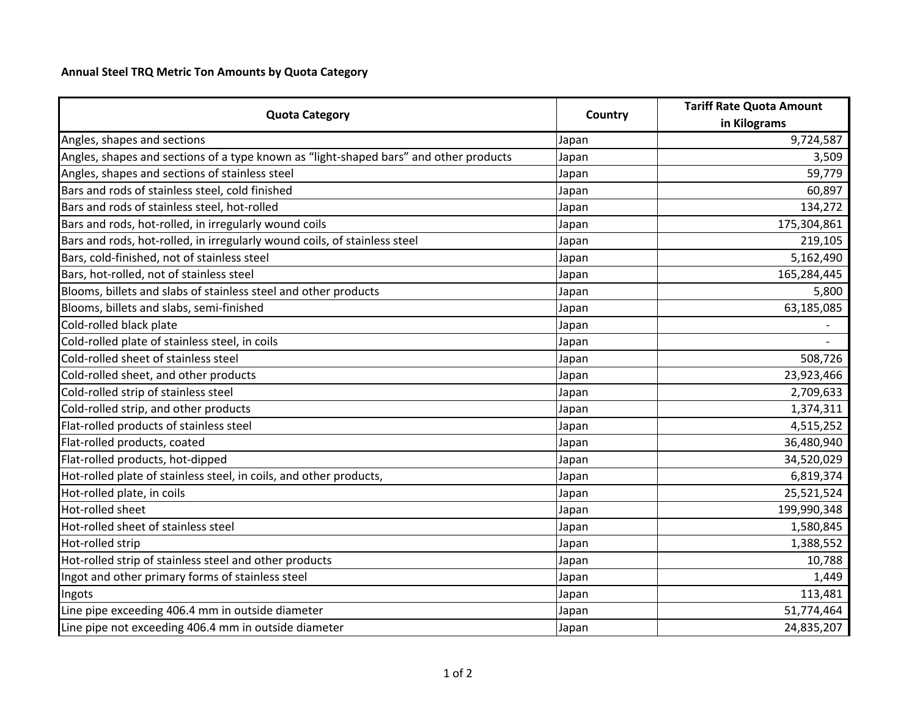**Annual Steel TRQ Metric Ton Amounts by Quota Category**

| Quota Category | Country | Tariff Rate Quota Amount in Kilograms |
|---|---|---:|
| Angles, shapes and sections | Japan | 9,724,587 |
| Angles, shapes and sections of a type known as "light-shaped bars" and other products | Japan | 3,509 |
| Angles, shapes and sections of stainless steel | Japan | 59,779 |
| Bars and rods of stainless steel, cold finished | Japan | 60,897 |
| Bars and rods of stainless steel, hot-rolled | Japan | 134,272 |
| Bars and rods, hot-rolled, in irregularly wound coils | Japan | 175,304,861 |
| Bars and rods, hot-rolled, in irregularly wound coils, of stainless steel | Japan | 219,105 |
| Bars, cold-finished, not of stainless steel | Japan | 5,162,490 |
| Bars, hot-rolled, not of stainless steel | Japan | 165,284,445 |
| Blooms, billets and slabs of stainless steel and other products | Japan | 5,800 |
| Blooms, billets and slabs, semi-finished | Japan | 63,185,085 |
| Cold-rolled black plate | Japan | - |
| Cold-rolled plate of stainless steel, in coils | Japan | - |
| Cold-rolled sheet of stainless steel | Japan | 508,726 |
| Cold-rolled sheet, and other products | Japan | 23,923,466 |
| Cold-rolled strip of stainless steel | Japan | 2,709,633 |
| Cold-rolled strip, and other products | Japan | 1,374,311 |
| Flat-rolled products of stainless steel | Japan | 4,515,252 |
| Flat-rolled products, coated | Japan | 36,480,940 |
| Flat-rolled products, hot-dipped | Japan | 34,520,029 |
| Hot-rolled plate of stainless steel, in coils, and other products, | Japan | 6,819,374 |
| Hot-rolled plate, in coils | Japan | 25,521,524 |
| Hot-rolled sheet | Japan | 199,990,348 |
| Hot-rolled sheet of stainless steel | Japan | 1,580,845 |
| Hot-rolled strip | Japan | 1,388,552 |
| Hot-rolled strip of stainless steel and other products | Japan | 10,788 |
| Ingot and other primary forms of stainless steel | Japan | 1,449 |
| Ingots | Japan | 113,481 |
| Line pipe exceeding 406.4 mm in outside diameter | Japan | 51,774,464 |
| Line pipe not exceeding 406.4 mm in outside diameter | Japan | 24,835,207 |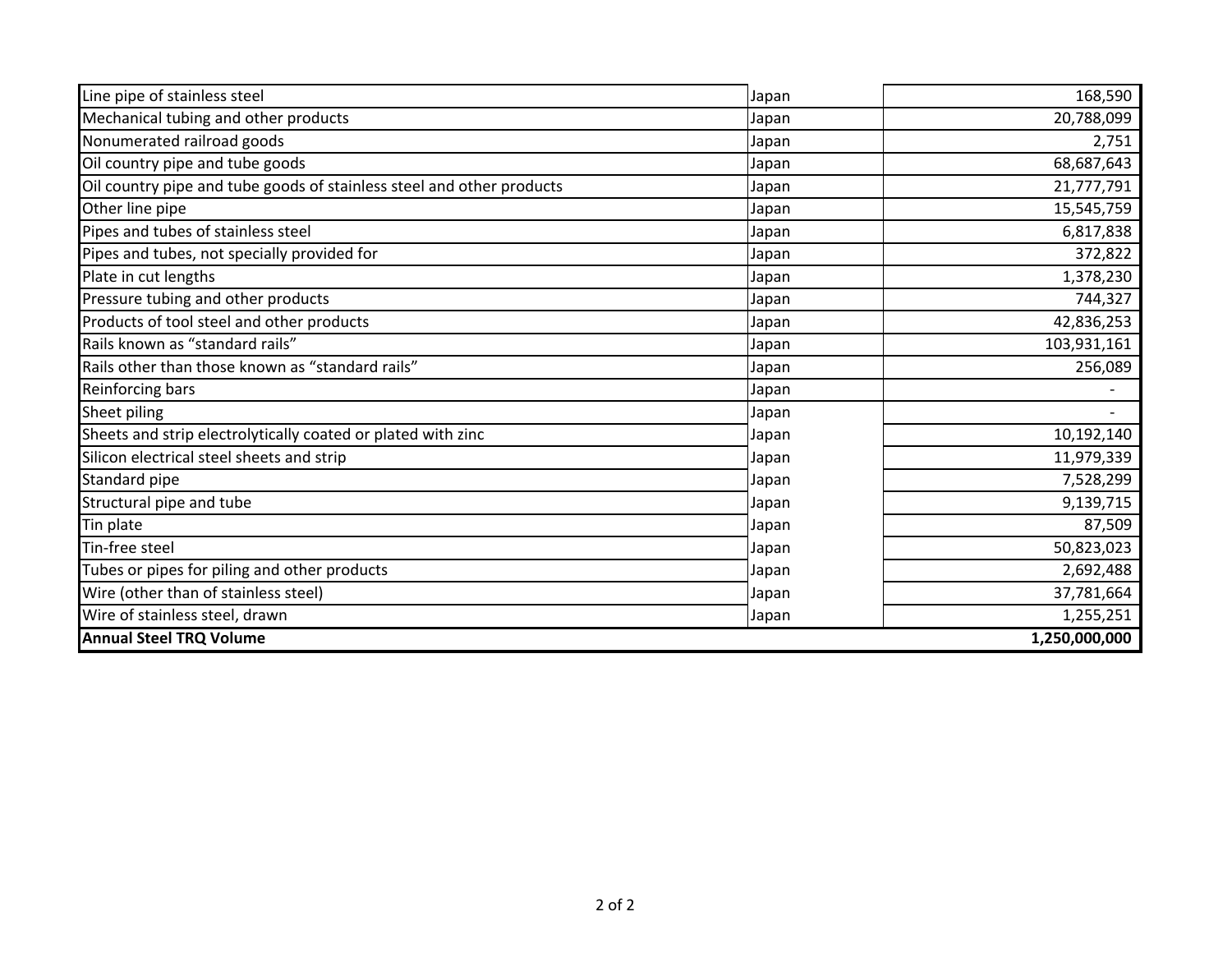| | | |
|---|---|---|
| Line pipe of stainless steel | Japan | 168,590 |
| Mechanical tubing and other products | Japan | 20,788,099 |
| Nonumerated railroad goods | Japan | 2,751 |
| Oil country pipe and tube goods | Japan | 68,687,643 |
| Oil country pipe and tube goods of stainless steel and other products | Japan | 21,777,791 |
| Other line pipe | Japan | 15,545,759 |
| Pipes and tubes of stainless steel | Japan | 6,817,838 |
| Pipes and tubes, not specially provided for | Japan | 372,822 |
| Plate in cut lengths | Japan | 1,378,230 |
| Pressure tubing and other products | Japan | 744,327 |
| Products of tool steel and other products | Japan | 42,836,253 |
| Rails known as “standard rails” | Japan | 103,931,161 |
| Rails other than those known as “standard rails” | Japan | 256,089 |
| Reinforcing bars | Japan | - |
| Sheet piling | Japan | - |
| Sheets and strip electrolytically coated or plated with zinc | Japan | 10,192,140 |
| Silicon electrical steel sheets and strip | Japan | 11,979,339 |
| Standard pipe | Japan | 7,528,299 |
| Structural pipe and tube | Japan | 9,139,715 |
| Tin plate | Japan | 87,509 |
| Tin-free steel | Japan | 50,823,023 |
| Tubes or pipes for piling and other products | Japan | 2,692,488 |
| Wire (other than of stainless steel) | Japan | 37,781,664 |
| Wire of stainless steel, drawn | Japan | 1,255,251 |
| **Annual Steel TRQ Volume** | | **1,250,000,000** |